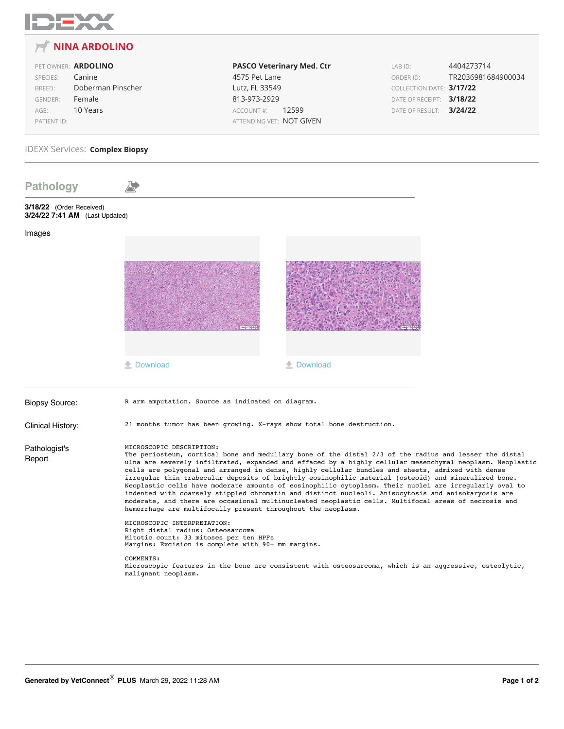IDEXX

# NINA ARDOLINO

| | | | | | |
|---|---|---|---|---|---|
| PET OWNER: | **ARDOLINO** | **PASCO Veterinary Med. Ctr** | | LAB ID: | 4404273714 |
| SPECIES: | Canine | 4575 Pet Lane | | ORDER ID: | TR2036981684900034 |
| BREED: | Doberman Pinscher | Lutz, FL 33549 | | COLLECTION DATE: | **3/17/22** |
| GENDER: | Female | 813-973-2929 | | DATE OF RECEIPT: | **3/18/22** |
| AGE: | 10 Years | ACCOUNT #: | 12599 | DATE OF RESULT: | **3/24/22** |
| PATIENT ID: | | ATTENDING VET: | NOT GIVEN | | |

IDEXX Services: **Complex Biopsy**

## Pathology

**3/18/22** (Order Received)
**3/24/22 7:41 AM** (Last Updated)

Images

Download

Download

**Biopsy Source:**

R arm amputation. Source as indicated on diagram.

**Clinical History:**

21 months tumor has been growing. X-rays show total bone destruction.

**Pathologist's Report**

MICROSCOPIC DESCRIPTION:
The periosteum, cortical bone and medullary bone of the distal 2/3 of the radius and lesser the distal ulna are severely infiltrated, expanded and effaced by a highly cellular mesenchymal neoplasm. Neoplastic cells are polygonal and arranged in dense, highly cellular bundles and sheets, admixed with dense irregular thin trabecular deposits of brightly eosinophilic material (osteoid) and mineralized bone. Neoplastic cells have moderate amounts of eosinophilic cytoplasm. Their nuclei are irregularly oval to indented with coarsely stippled chromatin and distinct nucleoli. Anisocytosis and anisokaryosis are moderate, and there are occasional multinucleated neoplastic cells. Multifocal areas of necrosis and hemorrhage are multifocally present throughout the neoplasm.

MICROSCOPIC INTERPRETATION:
Right distal radius: Osteosarcoma
Mitotic count: 33 mitoses per ten HPFs
Margins: Excision is complete with 90+ mm margins.

COMMENTS:
Microscopic features in the bone are consistent with osteosarcoma, which is an aggressive, osteolytic, malignant neoplasm.

**Generated by VetConnect® PLUS** March 29, 2022 11:28 AM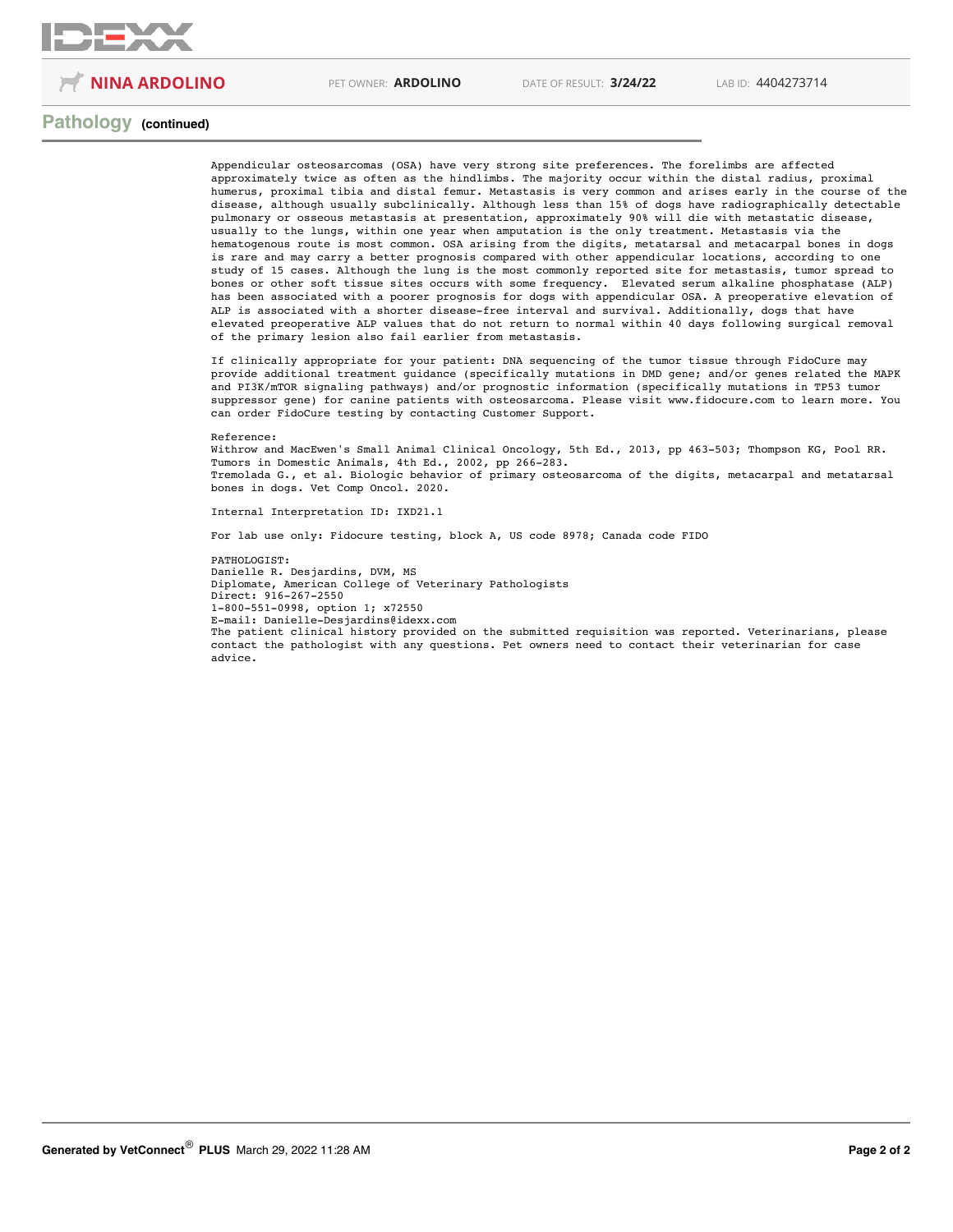NINA ARDOLINO    PET OWNER: **ARDOLINO**    DATE OF RESULT: **3/24/22**    LAB ID: 4404273714

## Pathology (continued)

Appendicular osteosarcomas (OSA) have very strong site preferences. The forelimbs are affected approximately twice as often as the hindlimbs. The majority occur within the distal radius, proximal humerus, proximal tibia and distal femur. Metastasis is very common and arises early in the course of the disease, although usually subclinically. Although less than 15% of dogs have radiographically detectable pulmonary or osseous metastasis at presentation, approximately 90% will die with metastatic disease, usually to the lungs, within one year when amputation is the only treatment. Metastasis via the hematogenous route is most common. OSA arising from the digits, metatarsal and metacarpal bones in dogs is rare and may carry a better prognosis compared with other appendicular locations, according to one study of 15 cases. Although the lung is the most commonly reported site for metastasis, tumor spread to bones or other soft tissue sites occurs with some frequency. Elevated serum alkaline phosphatase (ALP) has been associated with a poorer prognosis for dogs with appendicular OSA. A preoperative elevation of ALP is associated with a shorter disease-free interval and survival. Additionally, dogs that have elevated preoperative ALP values that do not return to normal within 40 days following surgical removal of the primary lesion also fail earlier from metastasis.

If clinically appropriate for your patient: DNA sequencing of the tumor tissue through FidoCure may provide additional treatment guidance (specifically mutations in DMD gene; and/or genes related the MAPK and PI3K/mTOR signaling pathways) and/or prognostic information (specifically mutations in TP53 tumor suppressor gene) for canine patients with osteosarcoma. Please visit www.fidocure.com to learn more. You can order FidoCure testing by contacting Customer Support.

Reference:
Withrow and MacEwen's Small Animal Clinical Oncology, 5th Ed., 2013, pp 463-503; Thompson KG, Pool RR. Tumors in Domestic Animals, 4th Ed., 2002, pp 266-283.
Tremolada G., et al. Biologic behavior of primary osteosarcoma of the digits, metacarpal and metatarsal bones in dogs. Vet Comp Oncol. 2020.

Internal Interpretation ID: IXD21.1

For lab use only: Fidocure testing, block A, US code 8978; Canada code FIDO

PATHOLOGIST:
Danielle R. Desjardins, DVM, MS
Diplomate, American College of Veterinary Pathologists
Direct: 916-267-2550
1-800-551-0998, option 1; x72550
E-mail: Danielle-Desjardins@idexx.com
The patient clinical history provided on the submitted requisition was reported. Veterinarians, please contact the pathologist with any questions. Pet owners need to contact their veterinarian for case advice.